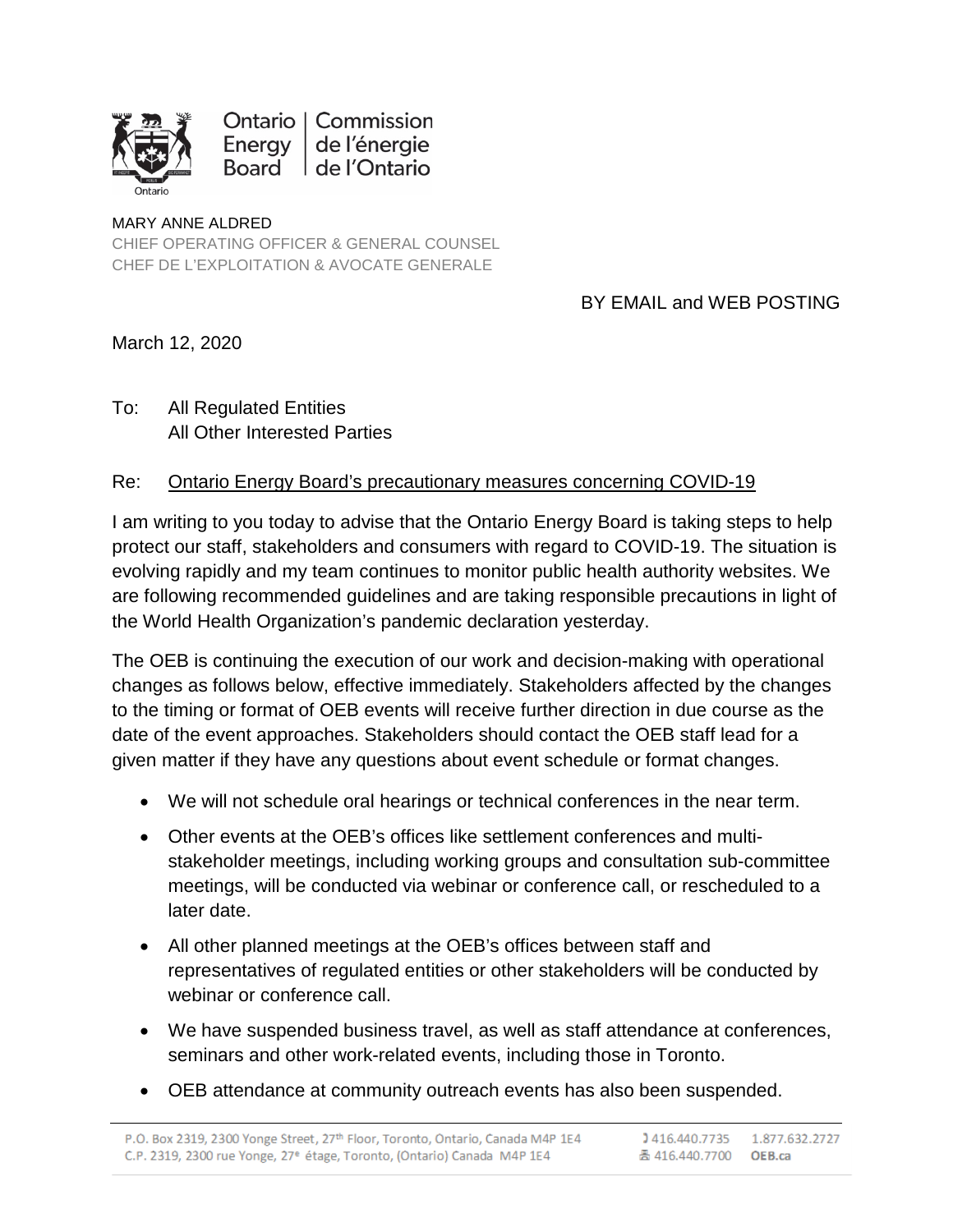Ontario Energy Board | Commission de l'énergie de l'Ontario

MARY ANNE ALDRED
CHIEF OPERATING OFFICER & GENERAL COUNSEL
CHEF DE L'EXPLOITATION & AVOCATE GENERALE

BY EMAIL and WEB POSTING

March 12, 2020

To: All Regulated Entities
All Other Interested Parties

Re: Ontario Energy Board's precautionary measures concerning COVID-19

I am writing to you today to advise that the Ontario Energy Board is taking steps to help protect our staff, stakeholders and consumers with regard to COVID-19. The situation is evolving rapidly and my team continues to monitor public health authority websites. We are following recommended guidelines and are taking responsible precautions in light of the World Health Organization's pandemic declaration yesterday.

The OEB is continuing the execution of our work and decision-making with operational changes as follows below, effective immediately. Stakeholders affected by the changes to the timing or format of OEB events will receive further direction in due course as the date of the event approaches. Stakeholders should contact the OEB staff lead for a given matter if they have any questions about event schedule or format changes.

- We will not schedule oral hearings or technical conferences in the near term.
- Other events at the OEB's offices like settlement conferences and multi-stakeholder meetings, including working groups and consultation sub-committee meetings, will be conducted via webinar or conference call, or rescheduled to a later date.
- All other planned meetings at the OEB's offices between staff and representatives of regulated entities or other stakeholders will be conducted by webinar or conference call.
- We have suspended business travel, as well as staff attendance at conferences, seminars and other work-related events, including those in Toronto.
- OEB attendance at community outreach events has also been suspended.

P.O. Box 2319, 2300 Yonge Street, 27th Floor, Toronto, Ontario, Canada M4P 1E4
C.P. 2319, 2300 rue Yonge, 27e étage, Toronto, (Ontario) Canada M4P 1E4
416.440.7735 1.877.632.2727
416.440.7700 OEB.ca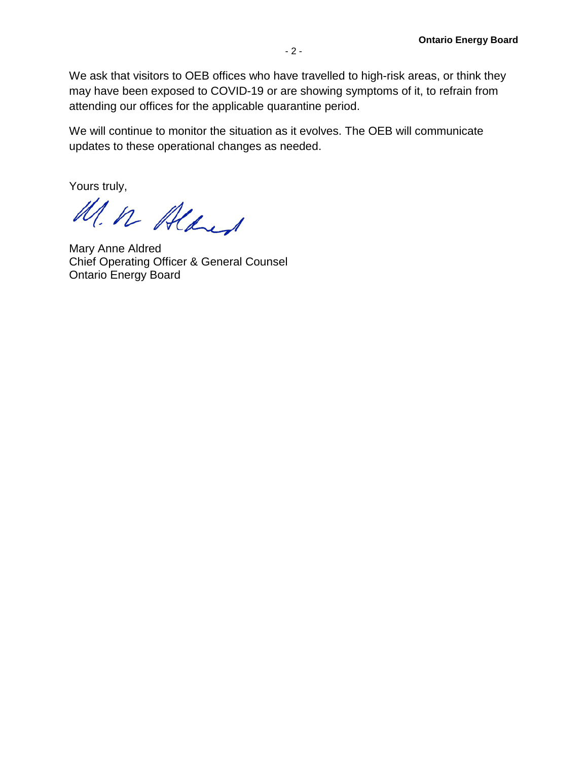We ask that visitors to OEB offices who have travelled to high-risk areas, or think they may have been exposed to COVID-19 or are showing symptoms of it, to refrain from attending our offices for the applicable quarantine period.

We will continue to monitor the situation as it evolves. The OEB will communicate updates to these operational changes as needed.

Yours truly,

Mary Anne Aldred
Chief Operating Officer & General Counsel
Ontario Energy Board